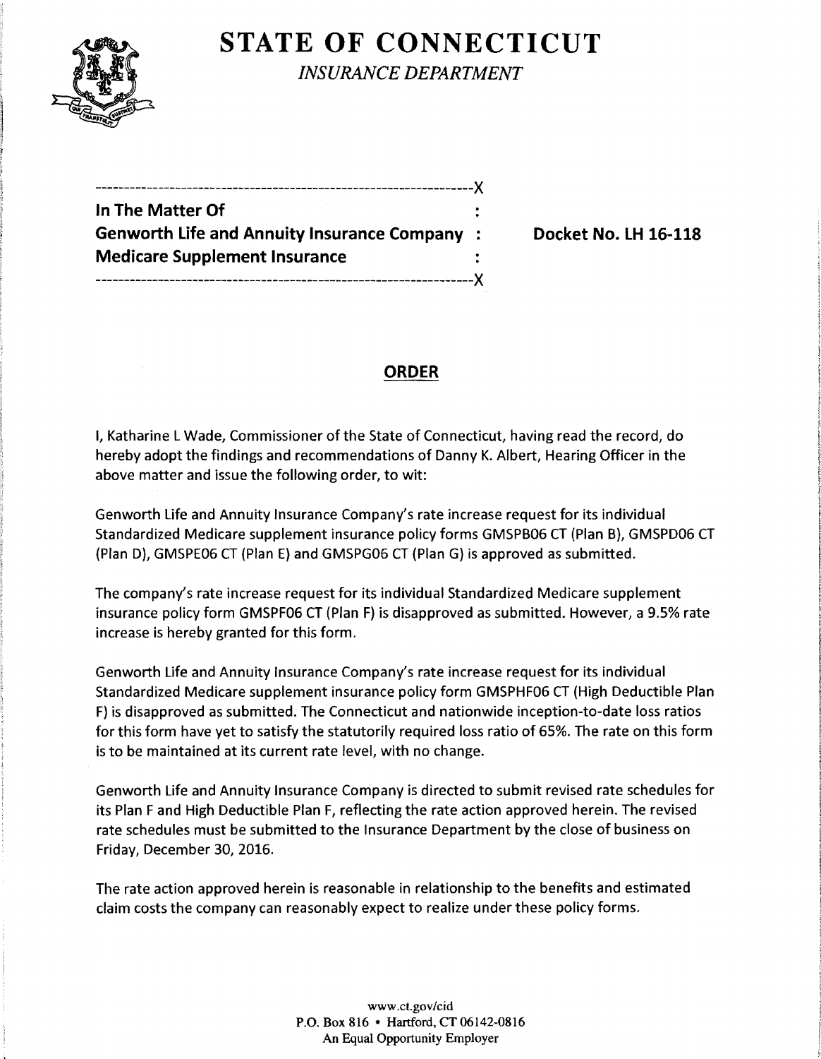# STATE OF CONNECTICUT

*INSURANCE DEPARTMENT*

---

**In The Matter Of** :
**Genworth Life and Annuity Insurance Company** : **Docket No. LH 16-118**
**Medicare Supplement Insurance** :

---

## ORDER

I, Katharine L Wade, Commissioner of the State of Connecticut, having read the record, do hereby adopt the findings and recommendations of Danny K. Albert, Hearing Officer in the above matter and issue the following order, to wit:

Genworth Life and Annuity Insurance Company's rate increase request for its individual Standardized Medicare supplement insurance policy forms GMSPB06 CT (Plan B), GMSPD06 CT (Plan D), GMSPE06 CT (Plan E) and GMSPG06 CT (Plan G) is approved as submitted.

The company's rate increase request for its individual Standardized Medicare supplement insurance policy form GMSPF06 CT (Plan F) is disapproved as submitted. However, a 9.5% rate increase is hereby granted for this form.

Genworth Life and Annuity Insurance Company's rate increase request for its individual Standardized Medicare supplement insurance policy form GMSPHF06 CT (High Deductible Plan F) is disapproved as submitted. The Connecticut and nationwide inception-to-date loss ratios for this form have yet to satisfy the statutorily required loss ratio of 65%. The rate on this form is to be maintained at its current rate level, with no change.

Genworth Life and Annuity Insurance Company is directed to submit revised rate schedules for its Plan F and High Deductible Plan F, reflecting the rate action approved herein. The revised rate schedules must be submitted to the Insurance Department by the close of business on Friday, December 30, 2016.

The rate action approved herein is reasonable in relationship to the benefits and estimated claim costs the company can reasonably expect to realize under these policy forms.

www.ct.gov/cid
P.O. Box 816 • Hartford, CT 06142-0816
An Equal Opportunity Employer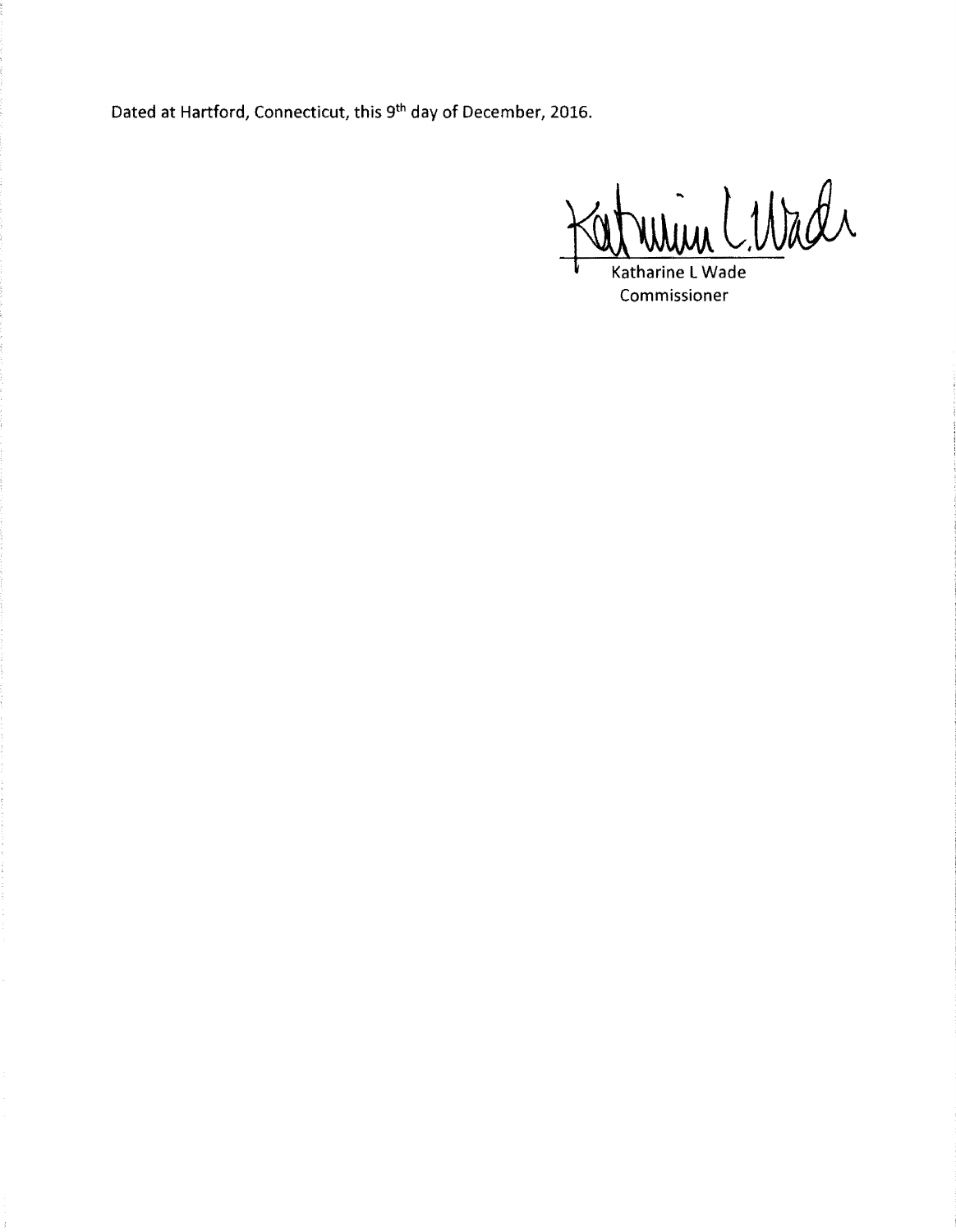Dated at Hartford, Connecticut, this 9th day of December, 2016.

Katharine L Wade
Commissioner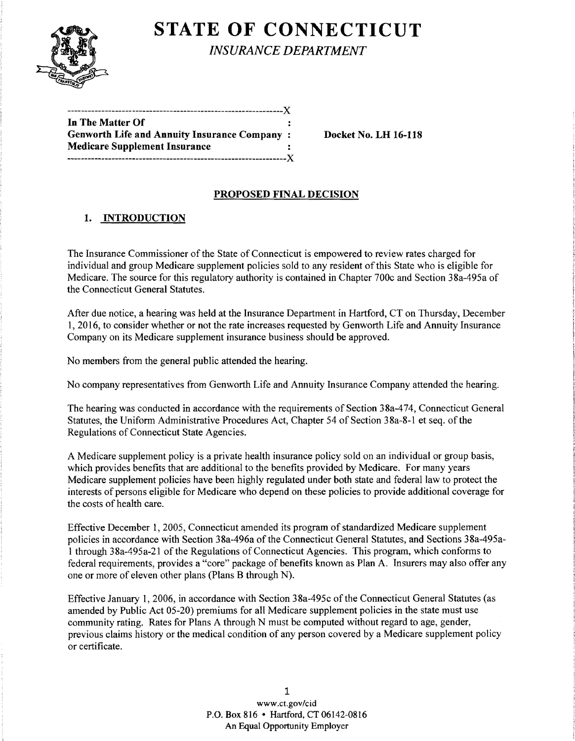# STATE OF CONNECTICUT

*INSURANCE DEPARTMENT*

```
---------------------------------------------------------------X
In The Matter Of                                              :
Genworth Life and Annuity Insurance Company :     Docket No. LH 16-118
Medicare Supplement Insurance                                 :
---------------------------------------------------------------X
```

**PROPOSED FINAL DECISION**

## 1. INTRODUCTION

The Insurance Commissioner of the State of Connecticut is empowered to review rates charged for individual and group Medicare supplement policies sold to any resident of this State who is eligible for Medicare. The source for this regulatory authority is contained in Chapter 700c and Section 38a-495a of the Connecticut General Statutes.

After due notice, a hearing was held at the Insurance Department in Hartford, CT on Thursday, December 1, 2016, to consider whether or not the rate increases requested by Genworth Life and Annuity Insurance Company on its Medicare supplement insurance business should be approved.

No members from the general public attended the hearing.

No company representatives from Genworth Life and Annuity Insurance Company attended the hearing.

The hearing was conducted in accordance with the requirements of Section 38a-474, Connecticut General Statutes, the Uniform Administrative Procedures Act, Chapter 54 of Section 38a-8-1 et seq. of the Regulations of Connecticut State Agencies.

A Medicare supplement policy is a private health insurance policy sold on an individual or group basis, which provides benefits that are additional to the benefits provided by Medicare. For many years Medicare supplement policies have been highly regulated under both state and federal law to protect the interests of persons eligible for Medicare who depend on these policies to provide additional coverage for the costs of health care.

Effective December 1, 2005, Connecticut amended its program of standardized Medicare supplement policies in accordance with Section 38a-496a of the Connecticut General Statutes, and Sections 38a-495a-1 through 38a-495a-21 of the Regulations of Connecticut Agencies. This program, which conforms to federal requirements, provides a "core" package of benefits known as Plan A. Insurers may also offer any one or more of eleven other plans (Plans B through N).

Effective January 1, 2006, in accordance with Section 38a-495c of the Connecticut General Statutes (as amended by Public Act 05-20) premiums for all Medicare supplement policies in the state must use community rating. Rates for Plans A through N must be computed without regard to age, gender, previous claims history or the medical condition of any person covered by a Medicare supplement policy or certificate.

www.ct.gov/cid
P.O. Box 816 • Hartford, CT 06142-0816
An Equal Opportunity Employer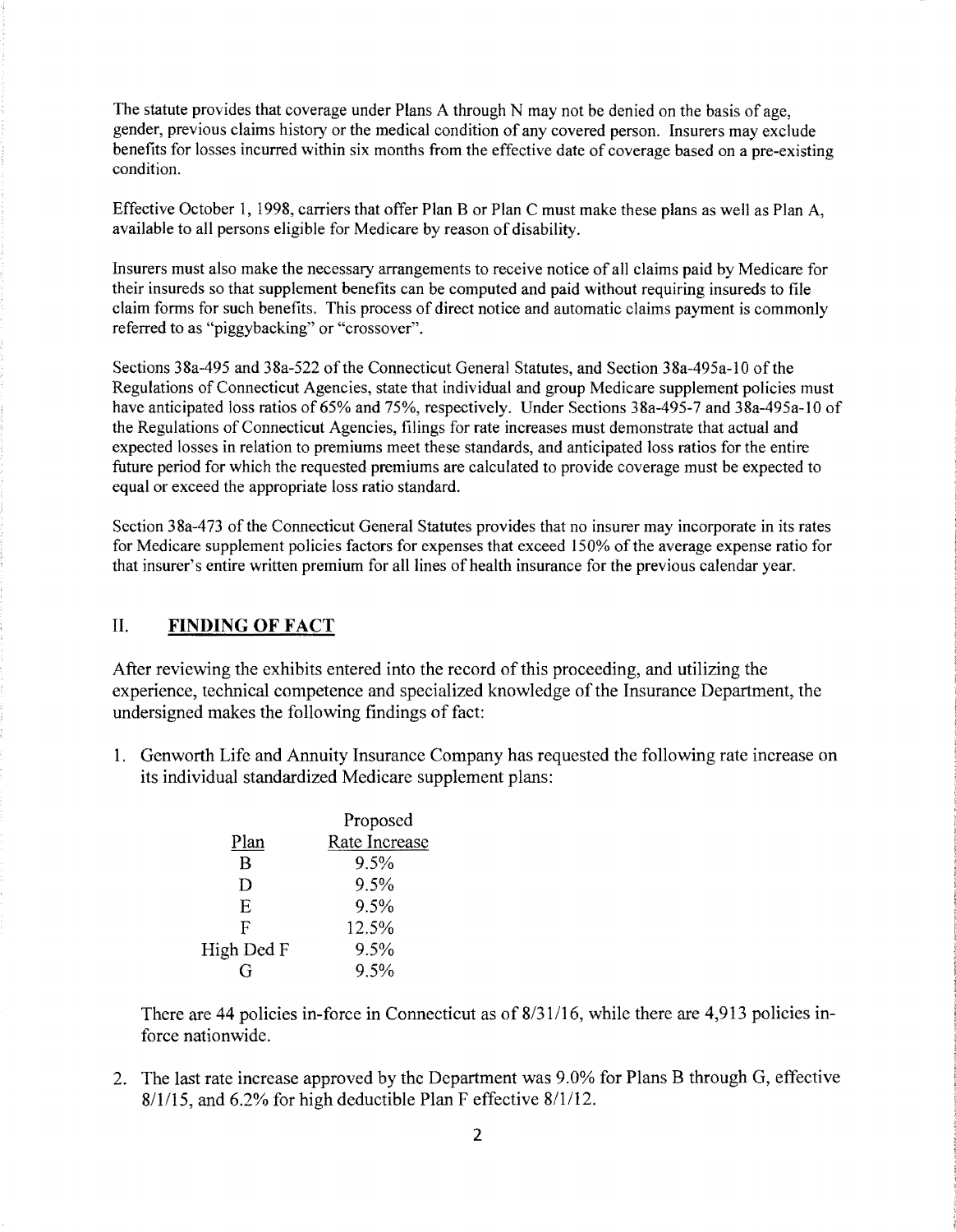The statute provides that coverage under Plans A through N may not be denied on the basis of age, gender, previous claims history or the medical condition of any covered person. Insurers may exclude benefits for losses incurred within six months from the effective date of coverage based on a pre-existing condition.

Effective October 1, 1998, carriers that offer Plan B or Plan C must make these plans as well as Plan A, available to all persons eligible for Medicare by reason of disability.

Insurers must also make the necessary arrangements to receive notice of all claims paid by Medicare for their insureds so that supplement benefits can be computed and paid without requiring insureds to file claim forms for such benefits. This process of direct notice and automatic claims payment is commonly referred to as "piggybacking" or "crossover".

Sections 38a-495 and 38a-522 of the Connecticut General Statutes, and Section 38a-495a-10 of the Regulations of Connecticut Agencies, state that individual and group Medicare supplement policies must have anticipated loss ratios of 65% and 75%, respectively. Under Sections 38a-495-7 and 38a-495a-10 of the Regulations of Connecticut Agencies, filings for rate increases must demonstrate that actual and expected losses in relation to premiums meet these standards, and anticipated loss ratios for the entire future period for which the requested premiums are calculated to provide coverage must be expected to equal or exceed the appropriate loss ratio standard.

Section 38a-473 of the Connecticut General Statutes provides that no insurer may incorporate in its rates for Medicare supplement policies factors for expenses that exceed 150% of the average expense ratio for that insurer's entire written premium for all lines of health insurance for the previous calendar year.

## II. **FINDING OF FACT**

After reviewing the exhibits entered into the record of this proceeding, and utilizing the experience, technical competence and specialized knowledge of the Insurance Department, the undersigned makes the following findings of fact:

1. Genworth Life and Annuity Insurance Company has requested the following rate increase on its individual standardized Medicare supplement plans:

| Plan | Proposed Rate Increase |
|---|---|
| B | 9.5% |
| D | 9.5% |
| E | 9.5% |
| F | 12.5% |
| High Ded F | 9.5% |
| G | 9.5% |

   There are 44 policies in-force in Connecticut as of 8/31/16, while there are 4,913 policies in-force nationwide.

2. The last rate increase approved by the Department was 9.0% for Plans B through G, effective 8/1/15, and 6.2% for high deductible Plan F effective 8/1/12.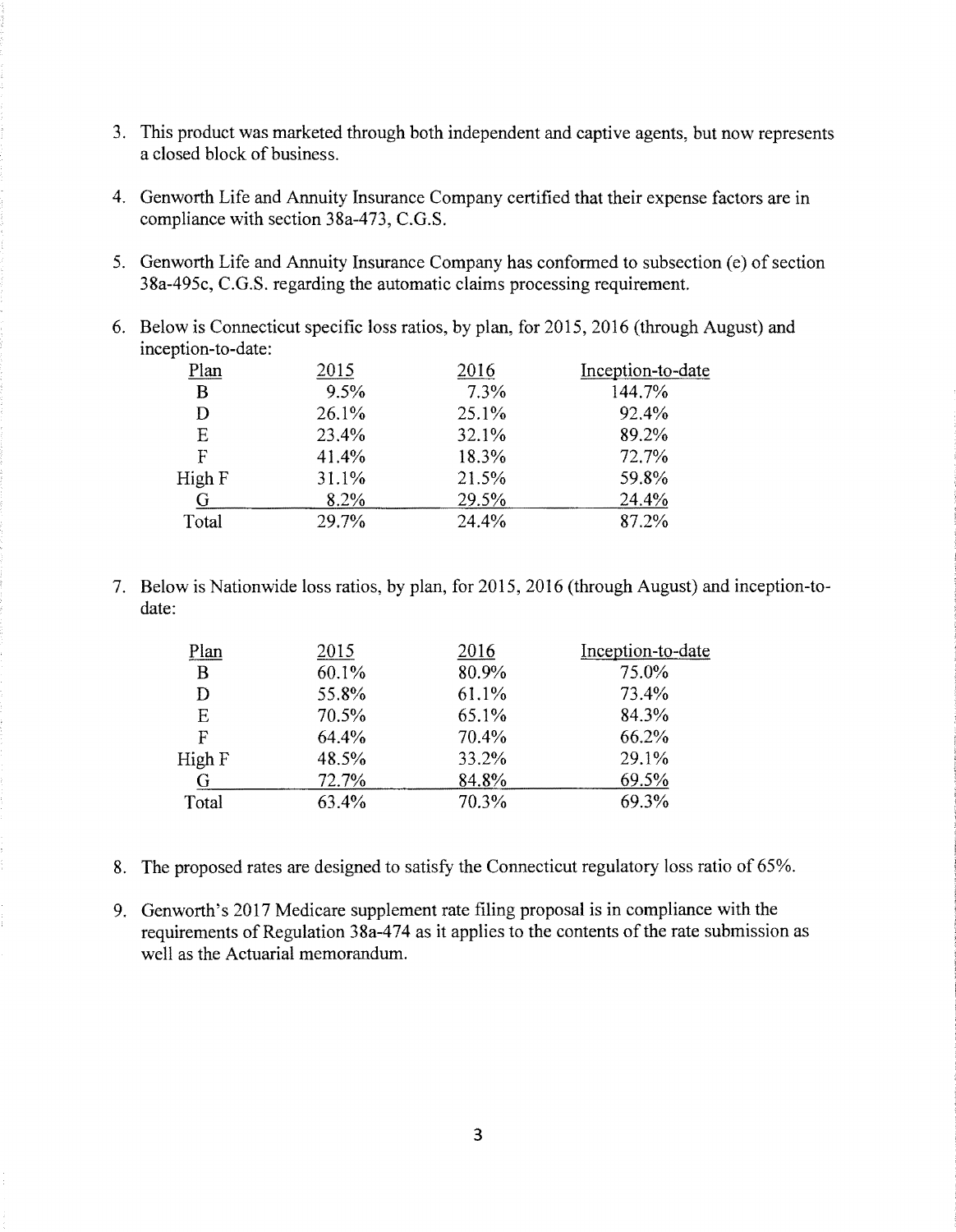3. This product was marketed through both independent and captive agents, but now represents a closed block of business.

4. Genworth Life and Annuity Insurance Company certified that their expense factors are in compliance with section 38a-473, C.G.S.

5. Genworth Life and Annuity Insurance Company has conformed to subsection (e) of section 38a-495c, C.G.S. regarding the automatic claims processing requirement.

6. Below is Connecticut specific loss ratios, by plan, for 2015, 2016 (through August) and inception-to-date:

| Plan | 2015 | 2016 | Inception-to-date |
|---|---|---|---|
| B | 9.5% | 7.3% | 144.7% |
| D | 26.1% | 25.1% | 92.4% |
| E | 23.4% | 32.1% | 89.2% |
| F | 41.4% | 18.3% | 72.7% |
| High F | 31.1% | 21.5% | 59.8% |
| G | 8.2% | 29.5% | 24.4% |
| Total | 29.7% | 24.4% | 87.2% |

7. Below is Nationwide loss ratios, by plan, for 2015, 2016 (through August) and inception-to-date:

| Plan | 2015 | 2016 | Inception-to-date |
|---|---|---|---|
| B | 60.1% | 80.9% | 75.0% |
| D | 55.8% | 61.1% | 73.4% |
| E | 70.5% | 65.1% | 84.3% |
| F | 64.4% | 70.4% | 66.2% |
| High F | 48.5% | 33.2% | 29.1% |
| G | 72.7% | 84.8% | 69.5% |
| Total | 63.4% | 70.3% | 69.3% |

8. The proposed rates are designed to satisfy the Connecticut regulatory loss ratio of 65%.

9. Genworth's 2017 Medicare supplement rate filing proposal is in compliance with the requirements of Regulation 38a-474 as it applies to the contents of the rate submission as well as the Actuarial memorandum.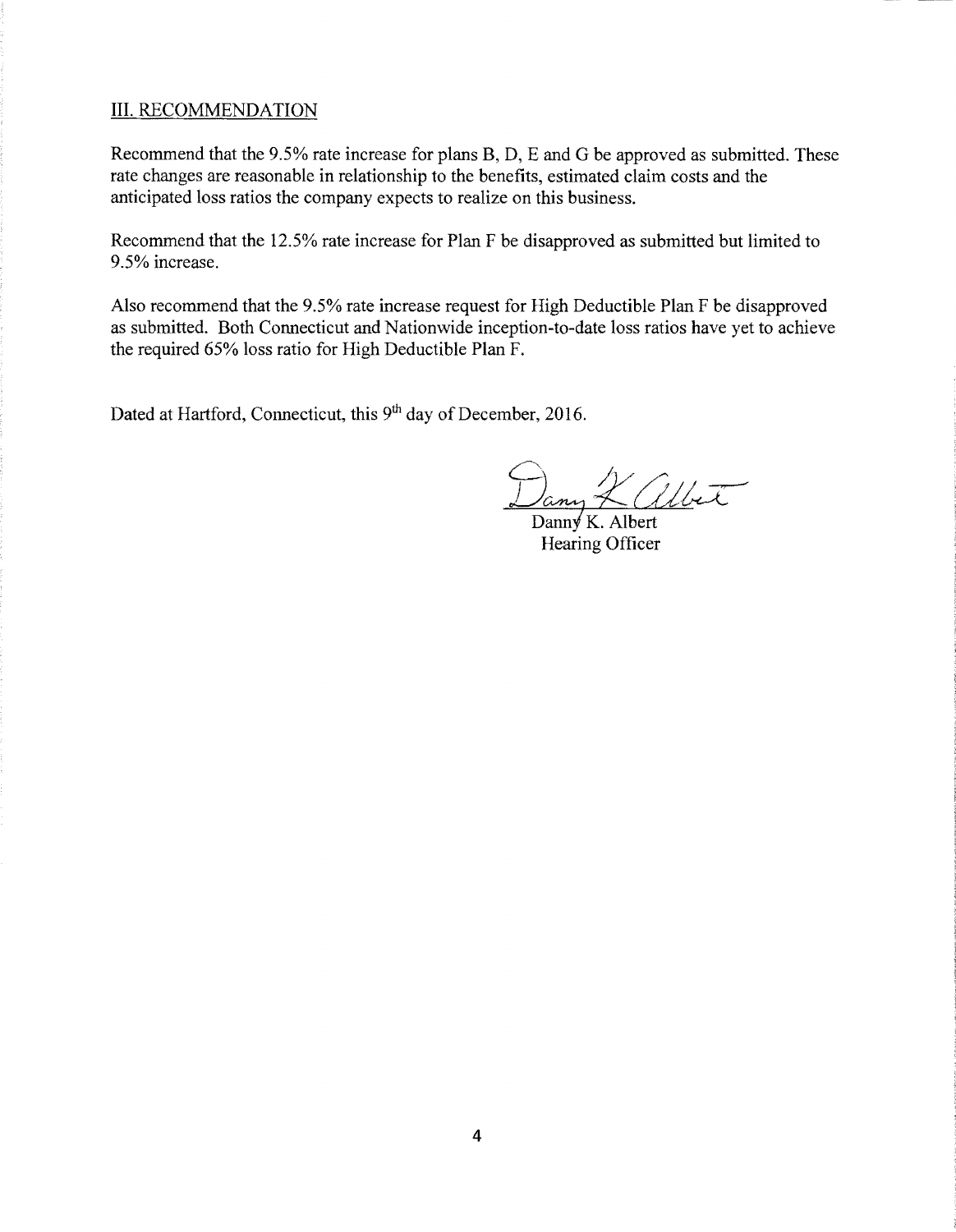## III. RECOMMENDATION

Recommend that the 9.5% rate increase for plans B, D, E and G be approved as submitted. These rate changes are reasonable in relationship to the benefits, estimated claim costs and the anticipated loss ratios the company expects to realize on this business.

Recommend that the 12.5% rate increase for Plan F be disapproved as submitted but limited to 9.5% increase.

Also recommend that the 9.5% rate increase request for High Deductible Plan F be disapproved as submitted. Both Connecticut and Nationwide inception-to-date loss ratios have yet to achieve the required 65% loss ratio for High Deductible Plan F.

Dated at Hartford, Connecticut, this 9th day of December, 2016.

Danny K. Albert
Hearing Officer